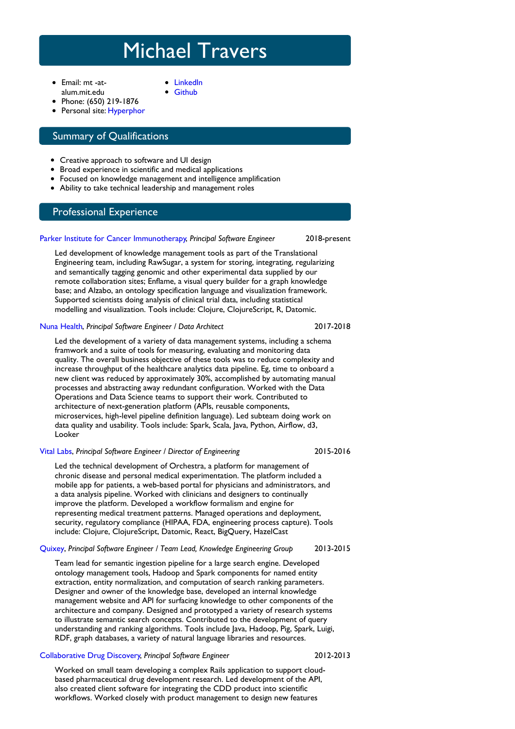# Michael Travers

- Email: mt -at- alum.mit.edu
- Phone: (650) 219-1876
- Personal site: Hyperphor
- LinkedIn
- Github

## Summary of Qualifications

- Creative approach to software and UI design
- Broad experience in scientific and medical applications
- Focused on knowledge management and intelligence amplification
- Ability to take technical leadership and management roles

## Professional Experience

**Parker Institute for Cancer Immunotherapy**, *Principal Software Engineer* — 2018-present

Led development of knowledge management tools as part of the Translational Engineering team, including RawSugar, a system for storing, integrating, regularizing and semantically tagging genomic and other experimental data supplied by our remote collaboration sites; Enflame, a visual query builder for a graph knowledge base; and Alzabo, an ontology specification language and visualization framework. Supported scientists doing analysis of clinical trial data, including statistical modelling and visualization. Tools include: Clojure, ClojureScript, R, Datomic.

**Nuna Health**, *Principal Software Engineer / Data Architect* — 2017-2018

Led the development of a variety of data management systems, including a schema framwork and a suite of tools for measuring, evaluating and monitoring data quality. The overall business objective of these tools was to reduce complexity and increase throughput of the healthcare analytics data pipeline. Eg, time to onboard a new client was reduced by approximately 30%, accomplished by automating manual processes and abstracting away redundant configuration. Worked with the Data Operations and Data Science teams to support their work. Contributed to architecture of next-generation platform (APIs, reusable components, microservices, high-level pipeline definition language). Led subteam doing work on data quality and usability. Tools include: Spark, Scala, Java, Python, Airflow, d3, Looker

**Vital Labs**, *Principal Software Engineer / Director of Engineering* — 2015-2016

Led the technical development of Orchestra, a platform for management of chronic disease and personal medical experimentation. The platform included a mobile app for patients, a web-based portal for physicians and administrators, and a data analysis pipeline. Worked with clinicians and designers to continually improve the platform. Developed a workflow formalism and engine for representing medical treatment patterns. Managed operations and deployment, security, regulatory compliance (HIPAA, FDA, engineering process capture). Tools include: Clojure, ClojureScript, Datomic, React, BigQuery, HazelCast

**Quixey**, *Principal Software Engineer / Team Lead, Knowledge Engineering Group* — 2013-2015

Team lead for semantic ingestion pipeline for a large search engine. Developed ontology management tools, Hadoop and Spark components for named entity extraction, entity normalization, and computation of search ranking parameters. Designer and owner of the knowledge base, developed an internal knowledge management website and API for surfacing knowledge to other components of the architecture and company. Designed and prototyped a variety of research systems to illustrate semantic search concepts. Contributed to the development of query understanding and ranking algorithms. Tools include Java, Hadoop, Pig, Spark, Luigi, RDF, graph databases, a variety of natural language libraries and resources.

**Collaborative Drug Discovery**, *Principal Software Engineer* — 2012-2013

Worked on small team developing a complex Rails application to support cloud-based pharmaceutical drug development research. Led development of the API, also created client software for integrating the CDD product into scientific workflows. Worked closely with product management to design new features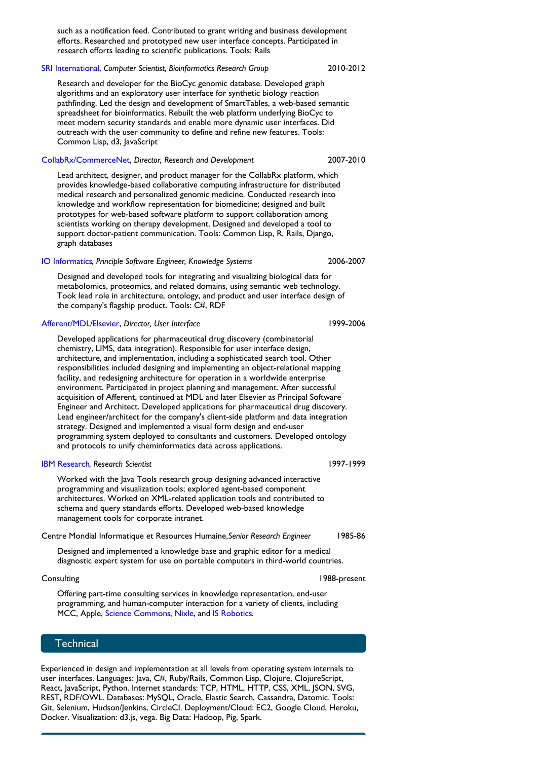such as a notification feed. Contributed to grant writing and business development efforts. Researched and prototyped new user interface concepts. Participated in research efforts leading to scientific publications. Tools: Rails

SRI International, *Computer Scientist, Bioinformatics Research Group* 2010-2012

Research and developer for the BioCyc genomic database. Developed graph algorithms and an exploratory user interface for synthetic biology reaction pathfinding. Led the design and development of SmartTables, a web-based semantic spreadsheet for bioinformatics. Rebuilt the web platform underlying BioCyc to meet modern security standards and enable more dynamic user interfaces. Did outreach with the user community to define and refine new features. Tools: Common Lisp, d3, JavaScript

CollabRx/CommerceNet, *Director, Research and Development* 2007-2010

Lead architect, designer, and product manager for the CollabRx platform, which provides knowledge-based collaborative computing infrastructure for distributed medical research and personalized genomic medicine. Conducted research into knowledge and workflow representation for biomedicine; designed and built prototypes for web-based software platform to support collaboration among scientists working on therapy development. Designed and developed a tool to support doctor-patient communication. Tools: Common Lisp, R, Rails, Django, graph databases

IO Informatics, *Principle Software Engineer, Knowledge Systems* 2006-2007

Designed and developed tools for integrating and visualizing biological data for metabolomics, proteomics, and related domains, using semantic web technology. Took lead role in architecture, ontology, and product and user interface design of the company's flagship product. Tools: C#, RDF

Afferent/MDL/Elsevier, *Director, User Interface* 1999-2006

Developed applications for pharmaceutical drug discovery (combinatorial chemistry, LIMS, data integration). Responsible for user interface design, architecture, and implementation, including a sophisticated search tool. Other responsibilities included designing and implementing an object-relational mapping facility, and redesigning architecture for operation in a worldwide enterprise environment. Participated in project planning and management. After successful acquisition of Afferent, continued at MDL and later Elsevier as Principal Software Engineer and Architect. Developed applications for pharmaceutical drug discovery. Lead engineer/architect for the company's client-side platform and data integration strategy. Designed and implemented a visual form design and end-user programming system deployed to consultants and customers. Developed ontology and protocols to unify cheminformatics data across applications.

IBM Research, *Research Scientist* 1997-1999

Worked with the Java Tools research group designing advanced interactive programming and visualization tools; explored agent-based component architectures. Worked on XML-related application tools and contributed to schema and query standards efforts. Developed web-based knowledge management tools for corporate intranet.

Centre Mondial Informatique et Resources Humaine, *Senior Research Engineer* 1985-86

Designed and implemented a knowledge base and graphic editor for a medical diagnostic expert system for use on portable computers in third-world countries.

Consulting 1988-present

Offering part-time consulting services in knowledge representation, end-user programming, and human-computer interaction for a variety of clients, including MCC, Apple, Science Commons, Nixle, and IS Robotics.

## Technical

Experienced in design and implementation at all levels from operating system internals to user interfaces. Languages: Java, C#, Ruby/Rails, Common Lisp, Clojure, ClojureScript, React, JavaScript, Python. Internet standards: TCP, HTML, HTTP, CSS, XML, JSON, SVG, REST, RDF/OWL. Databases: MySQL, Oracle, Elastic Search, Cassandra, Datomic. Tools: Git, Selenium, Hudson/Jenkins, CircleCI. Deployment/Cloud: EC2, Google Cloud, Heroku, Docker. Visualization: d3.js, vega. Big Data: Hadoop, Pig, Spark.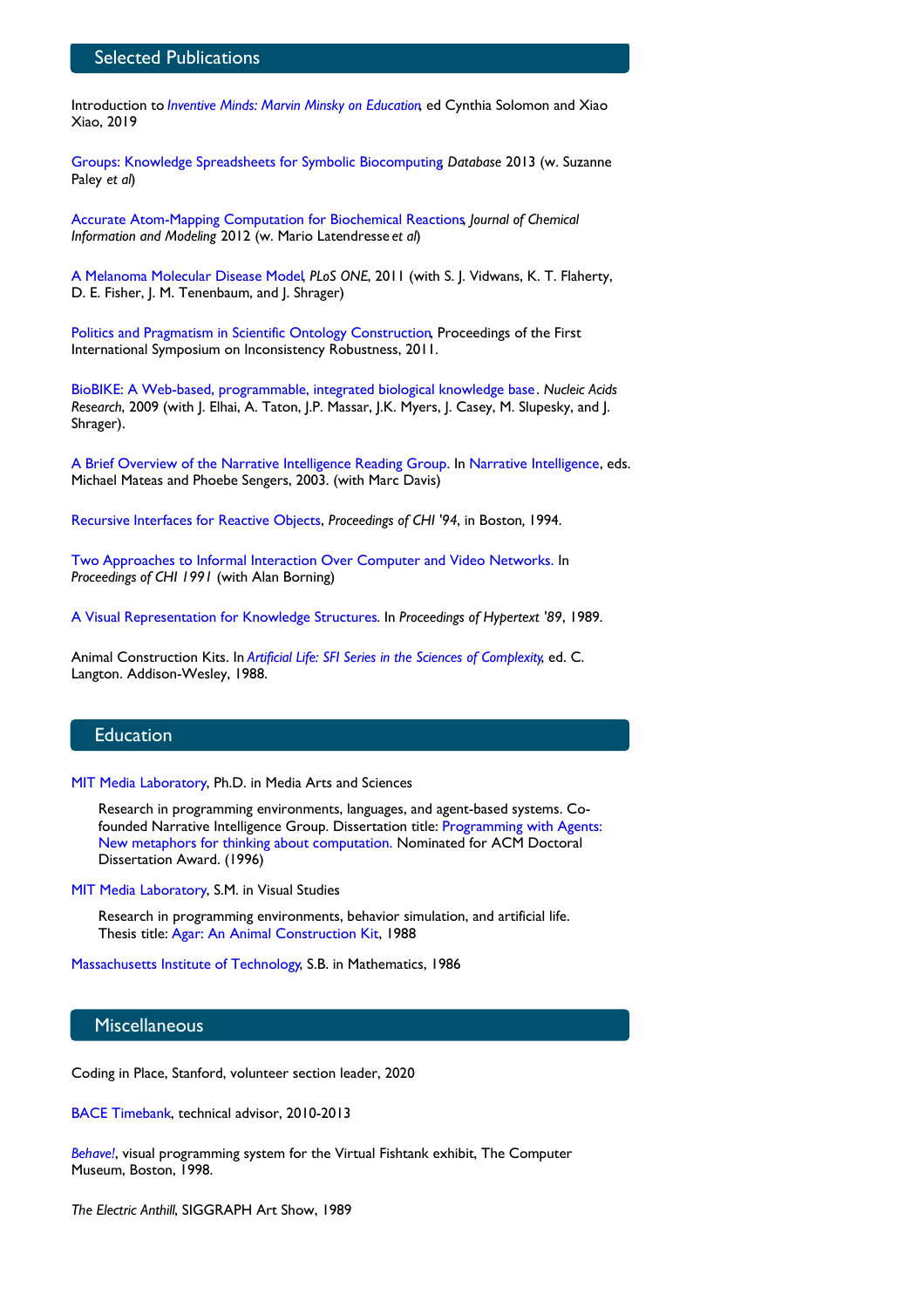## Selected Publications

Introduction to *Inventive Minds: Marvin Minsky on Education*, ed Cynthia Solomon and Xiao Xiao, 2019

Groups: Knowledge Spreadsheets for Symbolic Biocomputing, *Database* 2013 (w. Suzanne Paley *et al*)

Accurate Atom-Mapping Computation for Biochemical Reactions, *Journal of Chemical Information and Modeling* 2012 (w. Mario Latendresse *et al*)

A Melanoma Molecular Disease Model, *PLoS ONE*, 2011 (with S. J. Vidwans, K. T. Flaherty, D. E. Fisher, J. M. Tenenbaum, and J. Shrager)

Politics and Pragmatism in Scientific Ontology Construction, Proceedings of the First International Symposium on Inconsistency Robustness, 2011.

BioBIKE: A Web-based, programmable, integrated biological knowledge base. *Nucleic Acids Research*, 2009 (with J. Elhai, A. Taton, J.P. Massar, J.K. Myers, J. Casey, M. Slupesky, and J. Shrager).

A Brief Overview of the Narrative Intelligence Reading Group. In Narrative Intelligence, eds. Michael Mateas and Phoebe Sengers, 2003. (with Marc Davis)

Recursive Interfaces for Reactive Objects, *Proceedings of CHI '94*, in Boston, 1994.

Two Approaches to Informal Interaction Over Computer and Video Networks. In *Proceedings of CHI 1991* (with Alan Borning)

A Visual Representation for Knowledge Structures. In *Proceedings of Hypertext '89*, 1989.

Animal Construction Kits. In *Artificial Life: SFI Series in the Sciences of Complexity*, ed. C. Langton. Addison-Wesley, 1988.

## Education

MIT Media Laboratory, Ph.D. in Media Arts and Sciences

> Research in programming environments, languages, and agent-based systems. Co-founded Narrative Intelligence Group. Dissertation title: Programming with Agents: New metaphors for thinking about computation. Nominated for ACM Doctoral Dissertation Award. (1996)

MIT Media Laboratory, S.M. in Visual Studies

> Research in programming environments, behavior simulation, and artificial life. Thesis title: Agar: An Animal Construction Kit, 1988

Massachusetts Institute of Technology, S.B. in Mathematics, 1986

## Miscellaneous

Coding in Place, Stanford, volunteer section leader, 2020

BACE Timebank, technical advisor, 2010-2013

*Behave!*, visual programming system for the Virtual Fishtank exhibit, The Computer Museum, Boston, 1998.

*The Electric Anthill*, SIGGRAPH Art Show, 1989